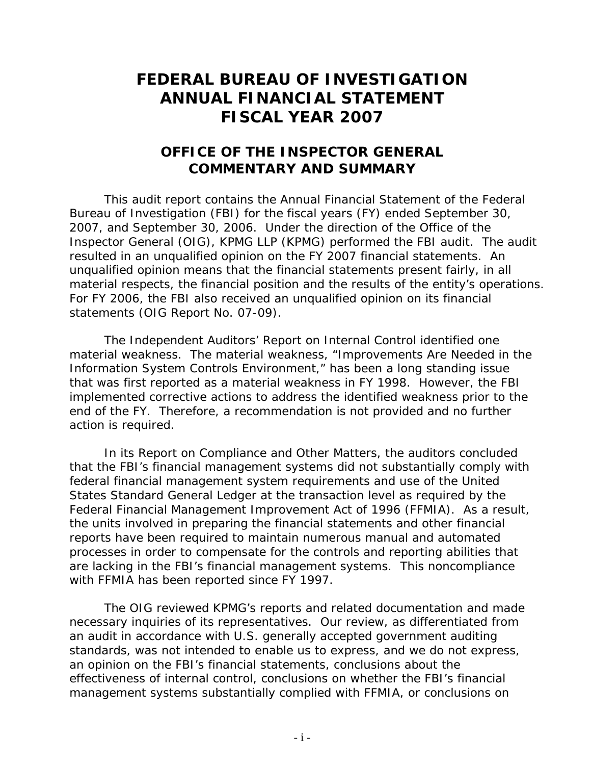# FEDERAL BUREAU OF INVESTIGATION ANNUAL FINANCIAL STATEMENT FISCAL YEAR 2007

## OFFICE OF THE INSPECTOR GENERAL COMMENTARY AND SUMMARY

This audit report contains the Annual Financial Statement of the Federal Bureau of Investigation (FBI) for the fiscal years (FY) ended September 30, 2007, and September 30, 2006. Under the direction of the Office of the Inspector General (OIG), KPMG LLP (KPMG) performed the FBI audit. The audit resulted in an unqualified opinion on the FY 2007 financial statements. An unqualified opinion means that the financial statements present fairly, in all material respects, the financial position and the results of the entity's operations. For FY 2006, the FBI also received an unqualified opinion on its financial statements (OIG Report No. 07-09).

The Independent Auditors' Report on Internal Control identified one material weakness. The material weakness, "Improvements Are Needed in the Information System Controls Environment," has been a long standing issue that was first reported as a material weakness in FY 1998. However, the FBI implemented corrective actions to address the identified weakness prior to the end of the FY. Therefore, a recommendation is not provided and no further action is required.

In its Report on Compliance and Other Matters, the auditors concluded that the FBI's financial management systems did not substantially comply with federal financial management system requirements and use of the United States Standard General Ledger at the transaction level as required by the Federal Financial Management Improvement Act of 1996 (FFMIA). As a result, the units involved in preparing the financial statements and other financial reports have been required to maintain numerous manual and automated processes in order to compensate for the controls and reporting abilities that are lacking in the FBI's financial management systems. This noncompliance with FFMIA has been reported since FY 1997.

The OIG reviewed KPMG's reports and related documentation and made necessary inquiries of its representatives. Our review, as differentiated from an audit in accordance with U.S. generally accepted government auditing standards, was not intended to enable us to express, and we do not express, an opinion on the FBI's financial statements, conclusions about the effectiveness of internal control, conclusions on whether the FBI's financial management systems substantially complied with FFMIA, or conclusions on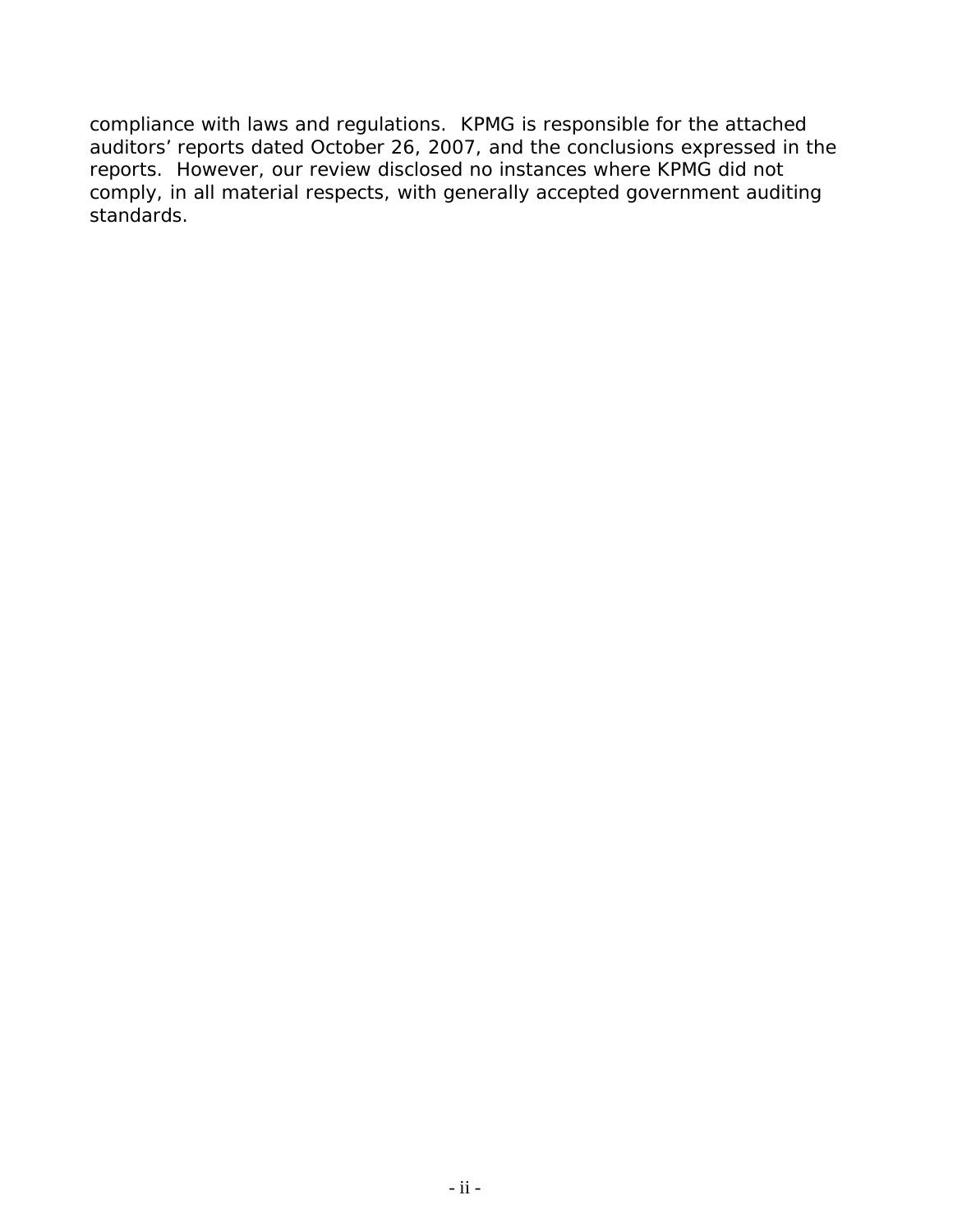compliance with laws and regulations. KPMG is responsible for the attached auditors' reports dated October 26, 2007, and the conclusions expressed in the reports. However, our review disclosed no instances where KPMG did not comply, in all material respects, with generally accepted government auditing standards.